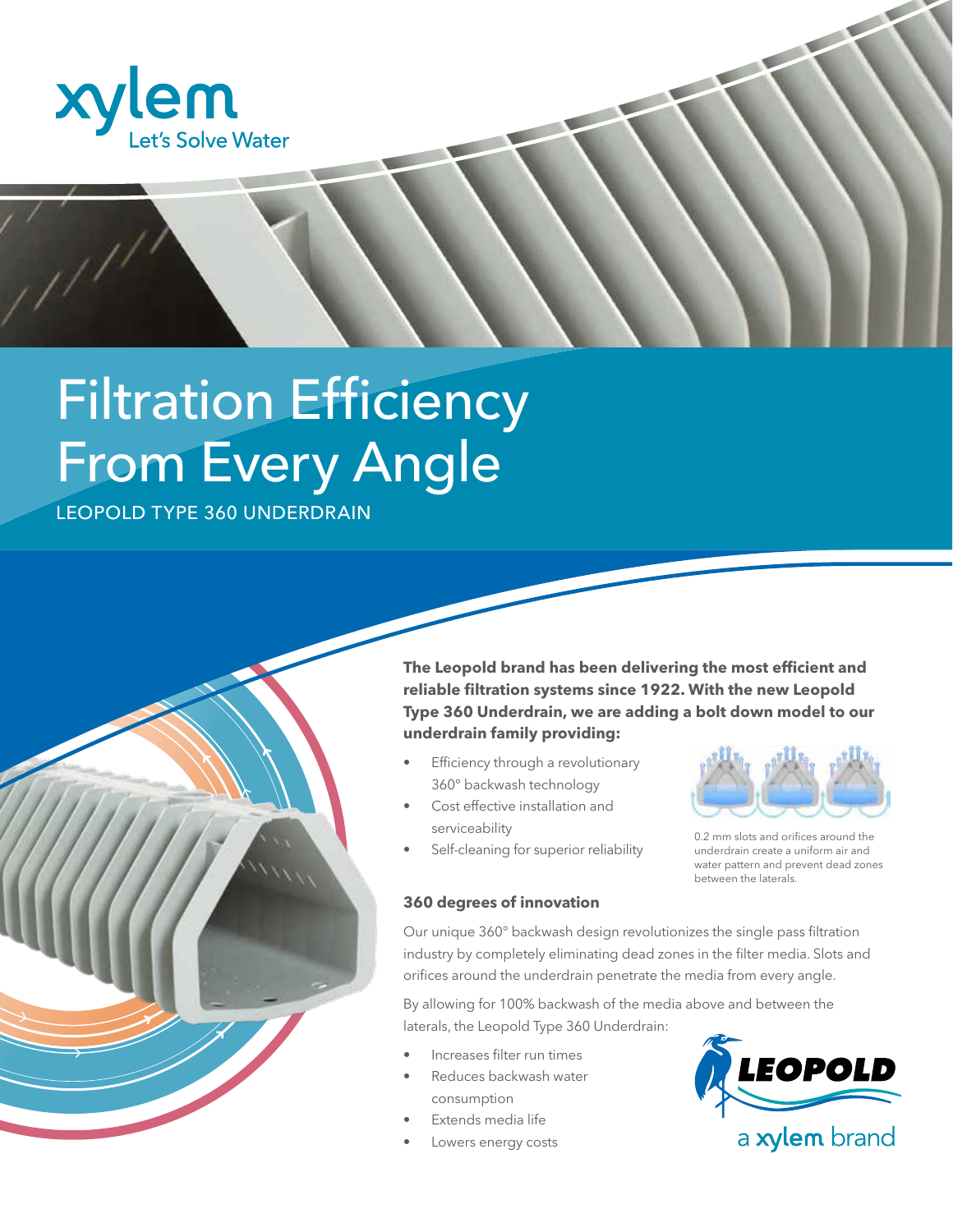xylem
Let's Solve Water

# Filtration Efficiency From Every Angle

LEOPOLD TYPE 360 UNDERDRAIN

**The Leopold brand has been delivering the most efficient and reliable filtration systems since 1922. With the new Leopold Type 360 Underdrain, we are adding a bolt down model to our underdrain family providing:**

- Efficiency through a revolutionary 360° backwash technology
- Cost effective installation and serviceability
- Self-cleaning for superior reliability

0.2 mm slots and orifices around the underdrain create a uniform air and water pattern and prevent dead zones between the laterals.

### 360 degrees of innovation

Our unique 360° backwash design revolutionizes the single pass filtration industry by completely eliminating dead zones in the filter media. Slots and orifices around the underdrain penetrate the media from every angle.

By allowing for 100% backwash of the media above and between the laterals, the Leopold Type 360 Underdrain:

- Increases filter run times
- Reduces backwash water consumption
- Extends media life
- Lowers energy costs

LEOPOLD
a xylem brand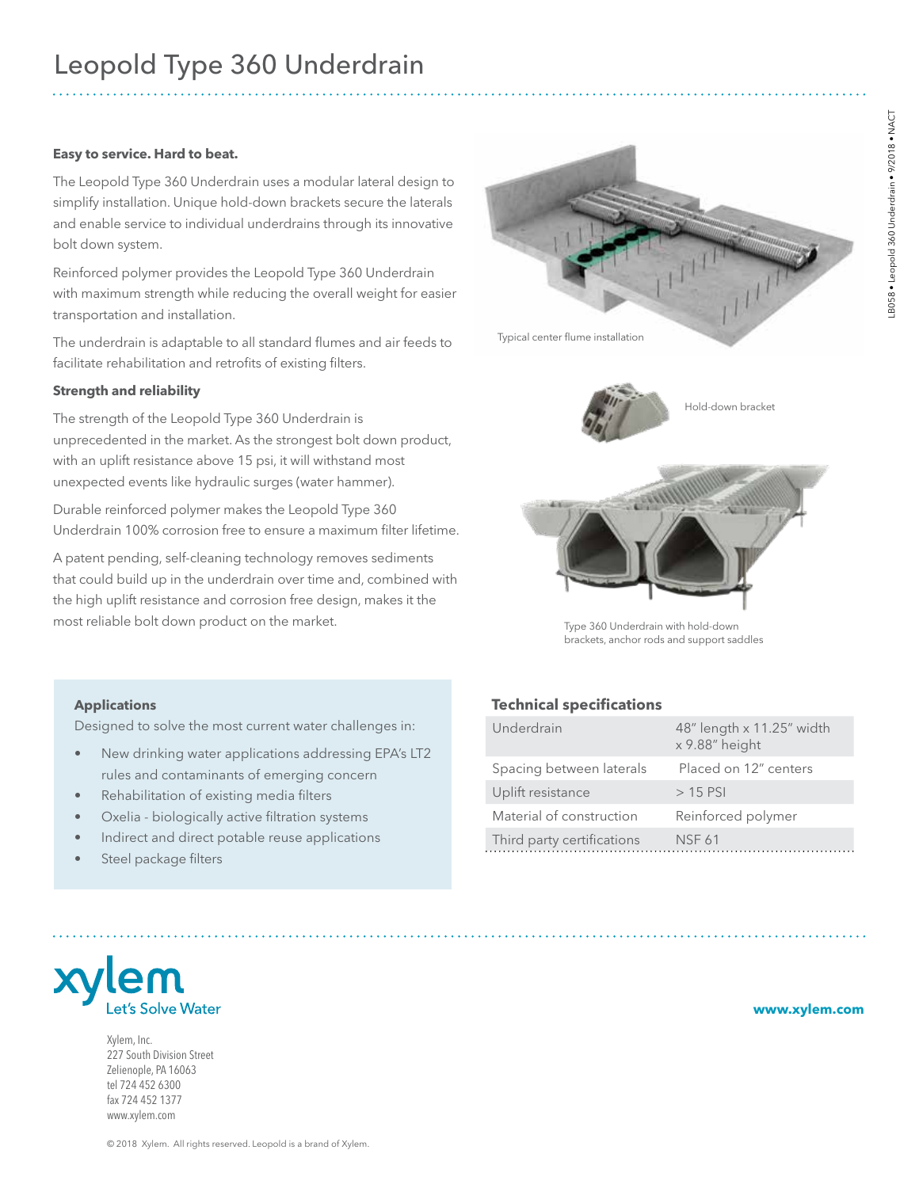# Leopold Type 360 Underdrain

**Easy to service. Hard to beat.**

The Leopold Type 360 Underdrain uses a modular lateral design to simplify installation. Unique hold-down brackets secure the laterals and enable service to individual underdrains through its innovative bolt down system.

Reinforced polymer provides the Leopold Type 360 Underdrain with maximum strength while reducing the overall weight for easier transportation and installation.

The underdrain is adaptable to all standard flumes and air feeds to facilitate rehabilitation and retrofits of existing filters.

**Strength and reliability**

The strength of the Leopold Type 360 Underdrain is unprecedented in the market. As the strongest bolt down product, with an uplift resistance above 15 psi, it will withstand most unexpected events like hydraulic surges (water hammer).

Durable reinforced polymer makes the Leopold Type 360 Underdrain 100% corrosion free to ensure a maximum filter lifetime.

A patent pending, self-cleaning technology removes sediments that could build up in the underdrain over time and, combined with the high uplift resistance and corrosion free design, makes it the most reliable bolt down product on the market.

Typical center flume installation

Hold-down bracket

Type 360 Underdrain with hold-down brackets, anchor rods and support saddles

**Applications**

Designed to solve the most current water challenges in:

- New drinking water applications addressing EPA's LT2 rules and contaminants of emerging concern
- Rehabilitation of existing media filters
- Oxelia - biologically active filtration systems
- Indirect and direct potable reuse applications
- Steel package filters

**Technical specifications**

| | |
|---|---|
| Underdrain | 48" length x 11.25" width x 9.88" height |
| Spacing between laterals | Placed on 12" centers |
| Uplift resistance | > 15 PSI |
| Material of construction | Reinforced polymer |
| Third party certifications | NSF 61 |

xylem
Let's Solve Water

Xylem, Inc.
227 South Division Street
Zelienople, PA 16063
tel 724 452 6300
fax 724 452 1377
www.xylem.com

www.xylem.com

© 2018 Xylem. All rights reserved. Leopold is a brand of Xylem.

LB058 • Leopold 360 Underdrain • 9/2018 • NACT